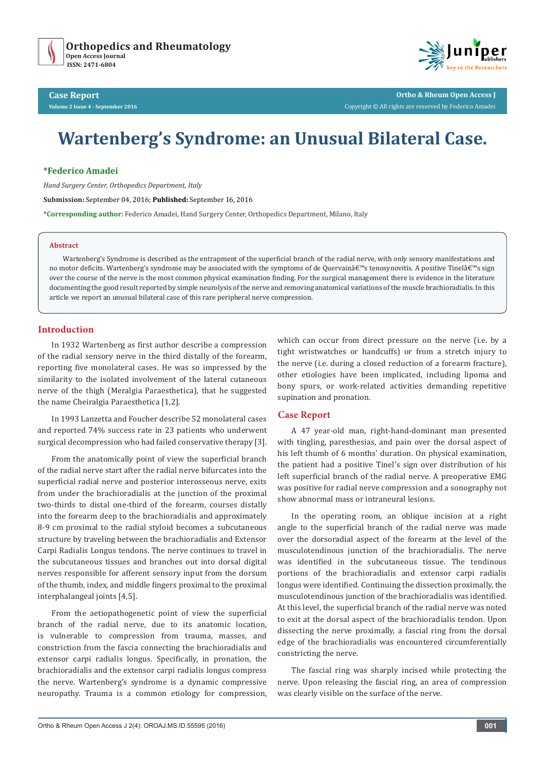# Wartenberg's Syndrome: an Unusual Bilateral Case.

**\*Federico Amadei**

*Hand Surgery Center, Orthopedics Department, Italy*

**Submission:** September 04, 2016; **Published:** September 16, 2016

**\*Corresponding author:** Federico Amadei, Hand Surgery Center, Orthopedics Department, Milano, Italy

## Abstract

Wartenberg's Syndrome is described as the entrapment of the superficial branch of the radial nerve, with only sensory manifestations and no motor deficits. Wartenberg's syndrome may be associated with the symptoms of de Quervainâ€™s tenosynovitis. A positive Tinelâ€™s sign over the course of the nerve is the most common physical examination finding. For the surgical management there is evidence in the literature documenting the good result reported by simple neurolysis of the nerve and removing anatomical variations of the muscle brachioradialis. In this article we report an unusual bilateral case of this rare peripheral nerve compression.

## Introduction

In 1932 Wartenberg as first author describe a compression of the radial sensory nerve in the third distally of the forearm, reporting five monolateral cases. He was so impressed by the similarity to the isolated involvement of the lateral cutaneous nerve of the thigh (Meralgia Paraesthetica), that he suggested the name Cheiralgia Paraesthetica [1,2].

In 1993 Lanzetta and Foucher describe 52 monolateral cases and reported 74% success rate in 23 patients who underwent surgical decompression who had failed conservative therapy [3].

From the anatomically point of view the superficial branch of the radial nerve start after the radial nerve bifurcates into the superficial radial nerve and posterior interosseous nerve, exits from under the brachioradialis at the junction of the proximal two-thirds to distal one-third of the forearm, courses distally into the forearm deep to the brachioradialis and approximately 8-9 cm proximal to the radial styloid becomes a subcutaneous structure by traveling between the brachioradialis and Extensor Carpi Radialis Longus tendons. The nerve continues to travel in the subcutaneous tissues and branches out into dorsal digital nerves responsible for afferent sensory input from the dorsum of the thumb, index, and middle fingers proximal to the proximal interphalangeal joints [4,5].

From the aetiopathogenetic point of view the superficial branch of the radial nerve, due to its anatomic location, is vulnerable to compression from trauma, masses, and constriction from the fascia connecting the brachioradialis and extensor carpi radialis longus. Specifically, in pronation, the brachioradialis and the extensor carpi radialis longus compress the nerve. Wartenberg's syndrome is a dynamic compressive neuropathy. Trauma is a common etiology for compression, which can occur from direct pressure on the nerve (i.e. by a tight wristwatches or handcuffs) or from a stretch injury to the nerve (i.e. during a closed reduction of a forearm fracture), other etiologies have been implicated, including lipoma and bony spurs, or work-related activities demanding repetitive supination and pronation.

## Case Report

A 47 year-old man, right-hand-dominant man presented with tingling, paresthesias, and pain over the dorsal aspect of his left thumb of 6 months' duration. On physical examination, the patient had a positive Tinel's sign over distribution of his left superficial branch of the radial nerve. A preoperative EMG was positive for radial nerve compression and a sonography not show abnormal mass or intraneural lesions.

In the operating room, an oblique incision at a right angle to the superficial branch of the radial nerve was made over the dorsoradial aspect of the forearm at the level of the musculotendinous junction of the brachioradialis. The nerve was identified in the subcutaneous tissue. The tendinous portions of the brachioradialis and extensor carpi radialis longus were identified. Continuing the dissection proximally, the musculotendinous junction of the brachioradialis was identified. At this level, the superficial branch of the radial nerve was noted to exit at the dorsal aspect of the brachioradialis tendon. Upon dissecting the nerve proximally, a fascial ring from the dorsal edge of the brachioradialis was encountered circumferentially constricting the nerve.

The fascial ring was sharply incised while protecting the nerve. Upon releasing the fascial ring, an area of compression was clearly visible on the surface of the nerve.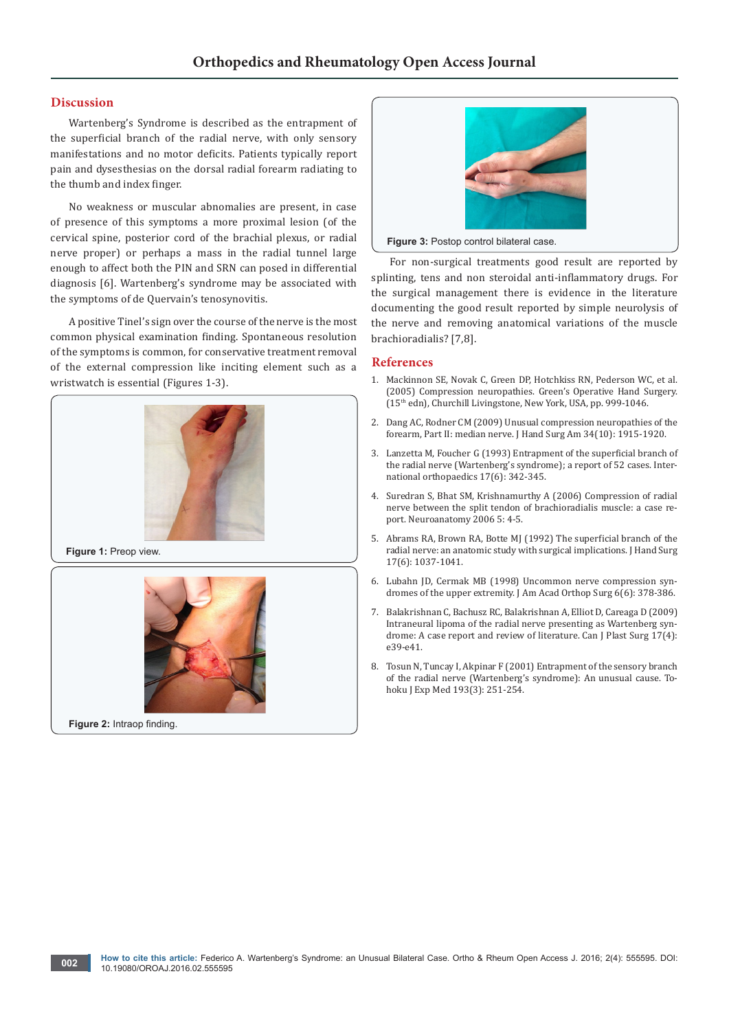## Discussion

Wartenberg's Syndrome is described as the entrapment of the superficial branch of the radial nerve, with only sensory manifestations and no motor deficits. Patients typically report pain and dysesthesias on the dorsal radial forearm radiating to the thumb and index finger.

No weakness or muscular abnomalies are present, in case of presence of this symptoms a more proximal lesion (of the cervical spine, posterior cord of the brachial plexus, or radial nerve proper) or perhaps a mass in the radial tunnel large enough to affect both the PIN and SRN can posed in differential diagnosis [6]. Wartenberg's syndrome may be associated with the symptoms of de Quervain's tenosynovitis.

A positive Tinel's sign over the course of the nerve is the most common physical examination finding. Spontaneous resolution of the symptoms is common, for conservative treatment removal of the external compression like inciting element such as a wristwatch is essential (Figures 1-3).

**Figure 1:** Preop view.

**Figure 2:** Intraop finding.

**Figure 3:** Postop control bilateral case.

For non-surgical treatments good result are reported by splinting, tens and non steroidal anti-inflammatory drugs. For the surgical management there is evidence in the literature documenting the good result reported by simple neurolysis of the nerve and removing anatomical variations of the muscle brachioradialis? [7,8].

## References

1. Mackinnon SE, Novak C, Green DP, Hotchkiss RN, Pederson WC, et al. (2005) Compression neuropathies. Green's Operative Hand Surgery. (15th edn), Churchill Livingstone, New York, USA, pp. 999-1046.
2. Dang AC, Rodner CM (2009) Unusual compression neuropathies of the forearm, Part II: median nerve. J Hand Surg Am 34(10): 1915-1920.
3. Lanzetta M, Foucher G (1993) Entrapment of the superficial branch of the radial nerve (Wartenberg's syndrome); a report of 52 cases. International orthopaedics 17(6): 342-345.
4. Suredran S, Bhat SM, Krishnamurthy A (2006) Compression of radial nerve between the split tendon of brachioradialis muscle: a case report. Neuroanatomy 2006 5: 4-5.
5. Abrams RA, Brown RA, Botte MJ (1992) The superficial branch of the radial nerve: an anatomic study with surgical implications. J Hand Surg 17(6): 1037-1041.
6. Lubahn JD, Cermak MB (1998) Uncommon nerve compression syndromes of the upper extremity. J Am Acad Orthop Surg 6(6): 378-386.
7. Balakrishnan C, Bachusz RC, Balakrishnan A, Elliot D, Careaga D (2009) Intraneural lipoma of the radial nerve presenting as Wartenberg syndrome: A case report and review of literature. Can J Plast Surg 17(4): e39-e41.
8. Tosun N, Tuncay I, Akpinar F (2001) Entrapment of the sensory branch of the radial nerve (Wartenberg's syndrome): An unusual cause. Tohoku J Exp Med 193(3): 251-254.

**How to cite this article:** Federico A. Wartenberg's Syndrome: an Unusual Bilateral Case. Ortho & Rheum Open Access J. 2016; 2(4): 555595. DOI: 10.19080/OROAJ.2016.02.555595